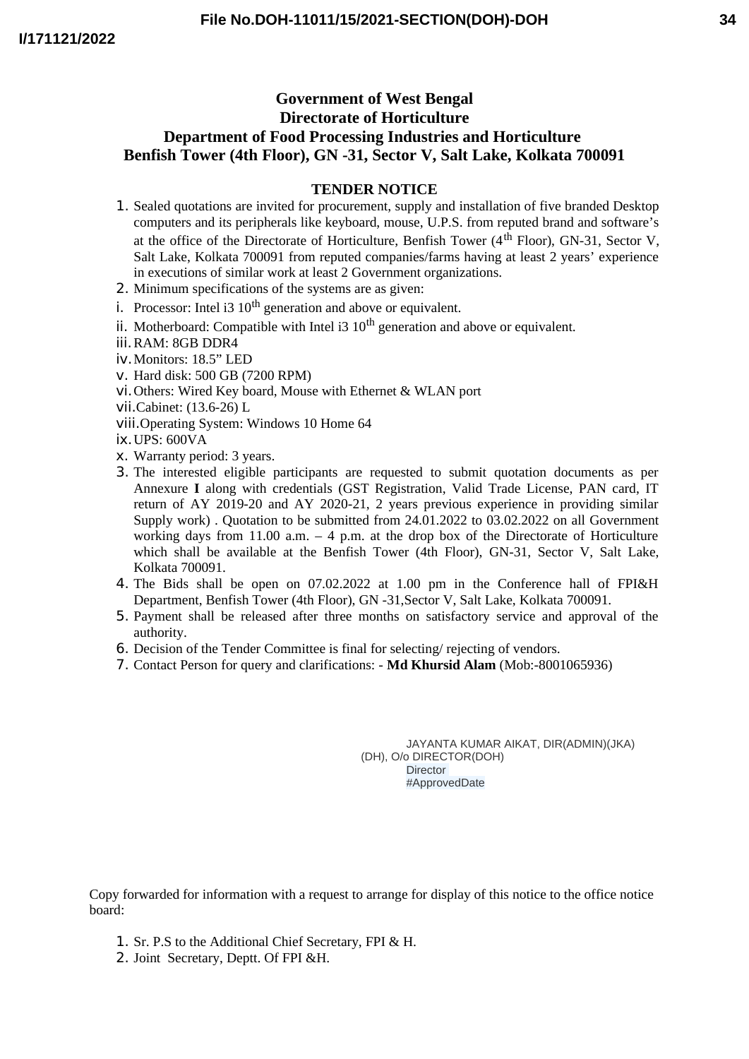File No.DOH-11011/15/2021-SECTION(DOH)-DOH

I/171121/2022

# Government of West Bengal
## Directorate of Horticulture
## Department of Food Processing Industries and Horticulture
## Benfish Tower (4th Floor), GN -31, Sector V, Salt Lake, Kolkata 700091

### TENDER NOTICE

1. Sealed quotations are invited for procurement, supply and installation of five branded Desktop computers and its peripherals like keyboard, mouse, U.P.S. from reputed brand and software's at the office of the Directorate of Horticulture, Benfish Tower (4th Floor), GN-31, Sector V, Salt Lake, Kolkata 700091 from reputed companies/farms having at least 2 years' experience in executions of similar work at least 2 Government organizations.
2. Minimum specifications of the systems are as given:
   - i. Processor: Intel i3 10th generation and above or equivalent.
   - ii. Motherboard: Compatible with Intel i3 10th generation and above or equivalent.
   - iii. RAM: 8GB DDR4
   - iv. Monitors: 18.5" LED
   - v. Hard disk: 500 GB (7200 RPM)
   - vi. Others: Wired Key board, Mouse with Ethernet & WLAN port
   - vii. Cabinet: (13.6-26) L
   - viii. Operating System: Windows 10 Home 64
   - ix. UPS: 600VA
   - x. Warranty period: 3 years.
3. The interested eligible participants are requested to submit quotation documents as per Annexure **I** along with credentials (GST Registration, Valid Trade License, PAN card, IT return of AY 2019-20 and AY 2020-21, 2 years previous experience in providing similar Supply work) . Quotation to be submitted from 24.01.2022 to 03.02.2022 on all Government working days from 11.00 a.m. – 4 p.m. at the drop box of the Directorate of Horticulture which shall be available at the Benfish Tower (4th Floor), GN-31, Sector V, Salt Lake, Kolkata 700091.
4. The Bids shall be open on 07.02.2022 at 1.00 pm in the Conference hall of FPI&H Department, Benfish Tower (4th Floor), GN -31,Sector V, Salt Lake, Kolkata 700091.
5. Payment shall be released after three months on satisfactory service and approval of the authority.
6. Decision of the Tender Committee is final for selecting/ rejecting of vendors.
7. Contact Person for query and clarifications: - **Md Khursid Alam** (Mob:-8001065936)

JAYANTA KUMAR AIKAT, DIR(ADMIN)(JKA)
(DH), O/o DIRECTOR(DOH)
Director
#ApprovedDate

Copy forwarded for information with a request to arrange for display of this notice to the office notice board:

1. Sr. P.S to the Additional Chief Secretary, FPI & H.
2. Joint Secretary, Deptt. Of FPI &H.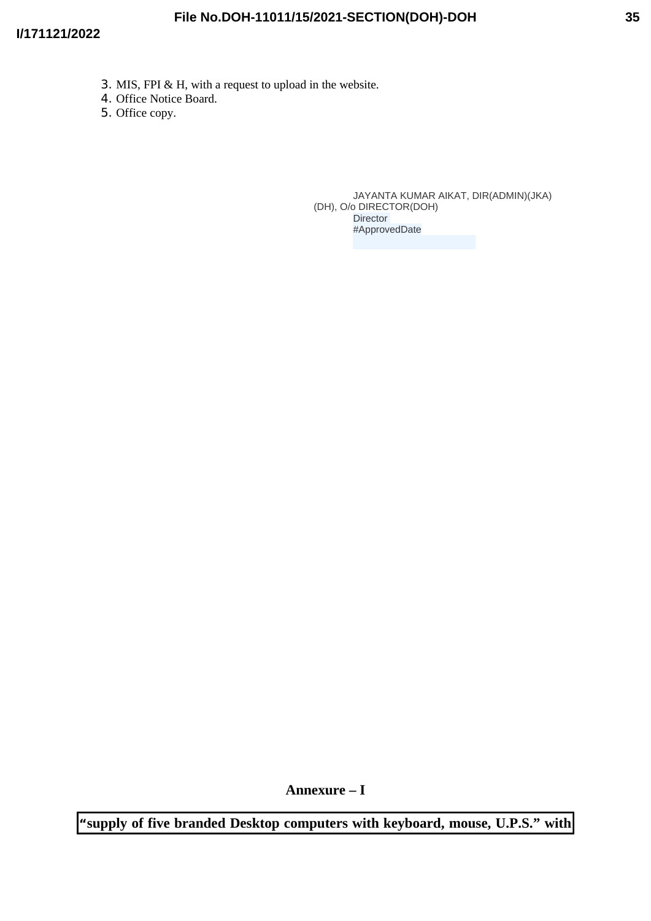3. MIS, FPI & H, with a request to upload in the website.
4. Office Notice Board.
5. Office copy.

JAYANTA KUMAR AIKAT, DIR(ADMIN)(JKA)
(DH), O/o DIRECTOR(DOH)
Director
#ApprovedDate

**Annexure – I**

**"supply of five branded Desktop computers with keyboard, mouse, U.P.S." with**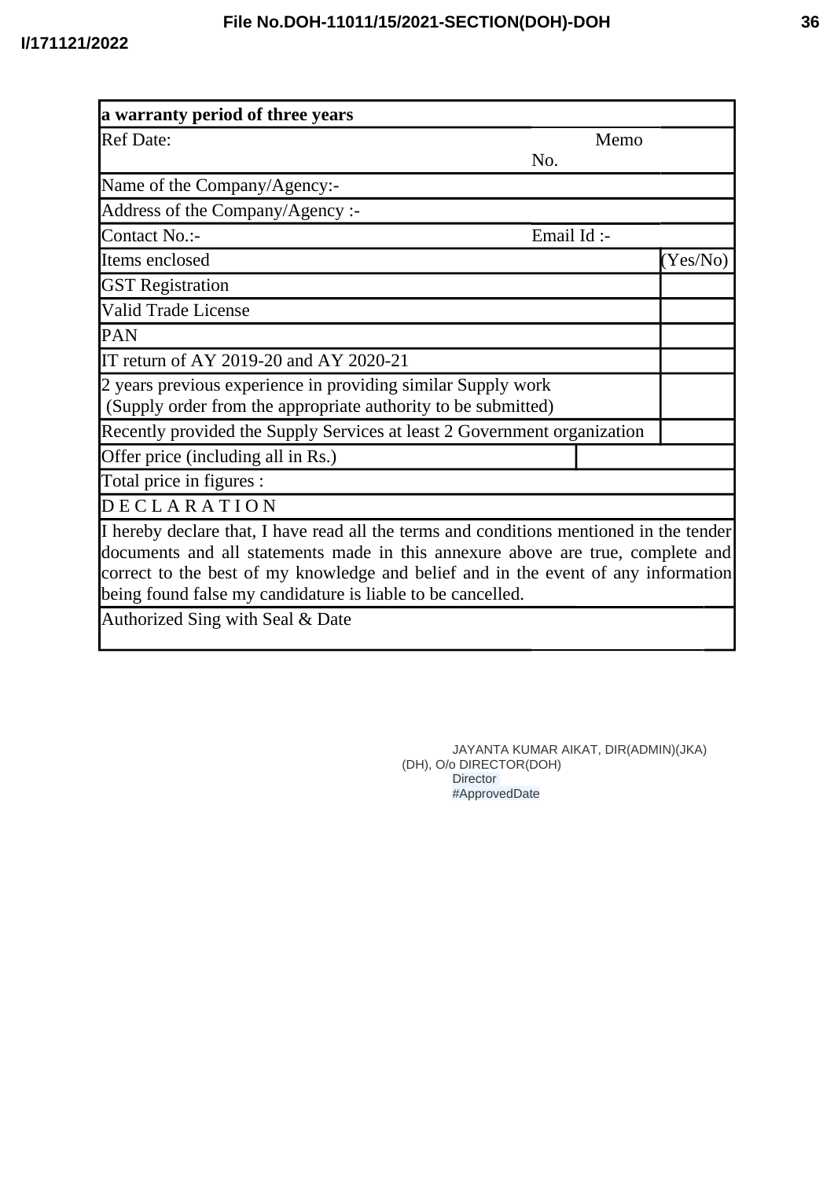| | | |
|---|---|---|
| **a warranty period of three years** | | |
| Ref Date: | Memo No. | |
| Name of the Company/Agency:- | | |
| Address of the Company/Agency :- | | |
| Contact No.:- | Email Id :- | |
| Items enclosed | | (Yes/No) |
| GST Registration | | |
| Valid Trade License | | |
| PAN | | |
| IT return of AY 2019-20 and AY 2020-21 | | |
| 2 years previous experience in providing similar Supply work (Supply order from the appropriate authority to be submitted) | | |
| Recently provided the Supply Services at least 2 Government organization | | |
| Offer price (including all in Rs.) | | |
| Total price in figures : | | |
| D E C L A R A T I O N | | |
| I hereby declare that, I have read all the terms and conditions mentioned in the tender documents and all statements made in this annexure above are true, complete and correct to the best of my knowledge and belief and in the event of any information being found false my candidature is liable to be cancelled. | | |
| Authorized Sing with Seal & Date | | |

JAYANTA KUMAR AIKAT, DIR(ADMIN)(JKA)
(DH), O/o DIRECTOR(DOH)
Director
#ApprovedDate